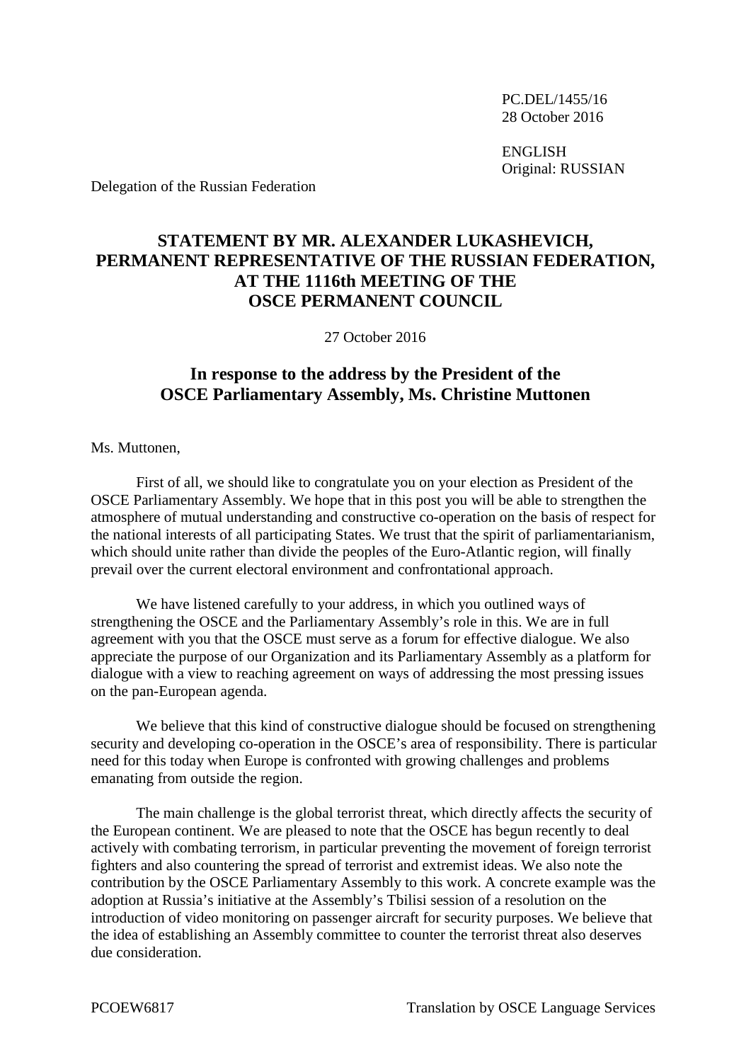PC.DEL/1455/16
28 October 2016

ENGLISH
Original: RUSSIAN

Delegation of the Russian Federation

# STATEMENT BY MR. ALEXANDER LUKASHEVICH, PERMANENT REPRESENTATIVE OF THE RUSSIAN FEDERATION, AT THE 1116th MEETING OF THE OSCE PERMANENT COUNCIL

27 October 2016

## In response to the address by the President of the OSCE Parliamentary Assembly, Ms. Christine Muttonen

Ms. Muttonen,

First of all, we should like to congratulate you on your election as President of the OSCE Parliamentary Assembly. We hope that in this post you will be able to strengthen the atmosphere of mutual understanding and constructive co-operation on the basis of respect for the national interests of all participating States. We trust that the spirit of parliamentarianism, which should unite rather than divide the peoples of the Euro-Atlantic region, will finally prevail over the current electoral environment and confrontational approach.

We have listened carefully to your address, in which you outlined ways of strengthening the OSCE and the Parliamentary Assembly's role in this. We are in full agreement with you that the OSCE must serve as a forum for effective dialogue. We also appreciate the purpose of our Organization and its Parliamentary Assembly as a platform for dialogue with a view to reaching agreement on ways of addressing the most pressing issues on the pan-European agenda.

We believe that this kind of constructive dialogue should be focused on strengthening security and developing co-operation in the OSCE's area of responsibility. There is particular need for this today when Europe is confronted with growing challenges and problems emanating from outside the region.

The main challenge is the global terrorist threat, which directly affects the security of the European continent. We are pleased to note that the OSCE has begun recently to deal actively with combating terrorism, in particular preventing the movement of foreign terrorist fighters and also countering the spread of terrorist and extremist ideas. We also note the contribution by the OSCE Parliamentary Assembly to this work. A concrete example was the adoption at Russia's initiative at the Assembly's Tbilisi session of a resolution on the introduction of video monitoring on passenger aircraft for security purposes. We believe that the idea of establishing an Assembly committee to counter the terrorist threat also deserves due consideration.

PCOEW6817 Translation by OSCE Language Services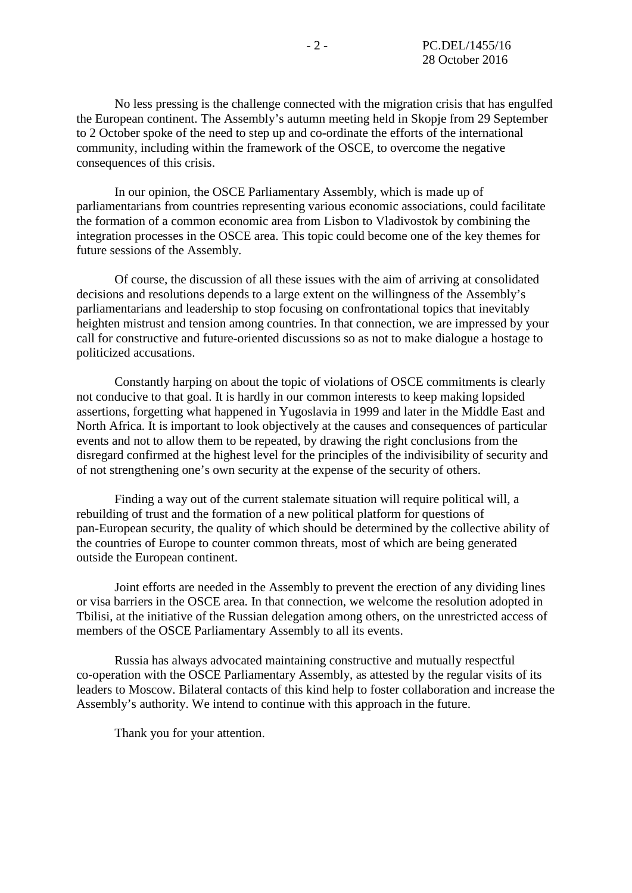No less pressing is the challenge connected with the migration crisis that has engulfed the European continent. The Assembly's autumn meeting held in Skopje from 29 September to 2 October spoke of the need to step up and co-ordinate the efforts of the international community, including within the framework of the OSCE, to overcome the negative consequences of this crisis.

In our opinion, the OSCE Parliamentary Assembly, which is made up of parliamentarians from countries representing various economic associations, could facilitate the formation of a common economic area from Lisbon to Vladivostok by combining the integration processes in the OSCE area. This topic could become one of the key themes for future sessions of the Assembly.

Of course, the discussion of all these issues with the aim of arriving at consolidated decisions and resolutions depends to a large extent on the willingness of the Assembly's parliamentarians and leadership to stop focusing on confrontational topics that inevitably heighten mistrust and tension among countries. In that connection, we are impressed by your call for constructive and future-oriented discussions so as not to make dialogue a hostage to politicized accusations.

Constantly harping on about the topic of violations of OSCE commitments is clearly not conducive to that goal. It is hardly in our common interests to keep making lopsided assertions, forgetting what happened in Yugoslavia in 1999 and later in the Middle East and North Africa. It is important to look objectively at the causes and consequences of particular events and not to allow them to be repeated, by drawing the right conclusions from the disregard confirmed at the highest level for the principles of the indivisibility of security and of not strengthening one's own security at the expense of the security of others.

Finding a way out of the current stalemate situation will require political will, a rebuilding of trust and the formation of a new political platform for questions of pan-European security, the quality of which should be determined by the collective ability of the countries of Europe to counter common threats, most of which are being generated outside the European continent.

Joint efforts are needed in the Assembly to prevent the erection of any dividing lines or visa barriers in the OSCE area. In that connection, we welcome the resolution adopted in Tbilisi, at the initiative of the Russian delegation among others, on the unrestricted access of members of the OSCE Parliamentary Assembly to all its events.

Russia has always advocated maintaining constructive and mutually respectful co-operation with the OSCE Parliamentary Assembly, as attested by the regular visits of its leaders to Moscow. Bilateral contacts of this kind help to foster collaboration and increase the Assembly's authority. We intend to continue with this approach in the future.

Thank you for your attention.